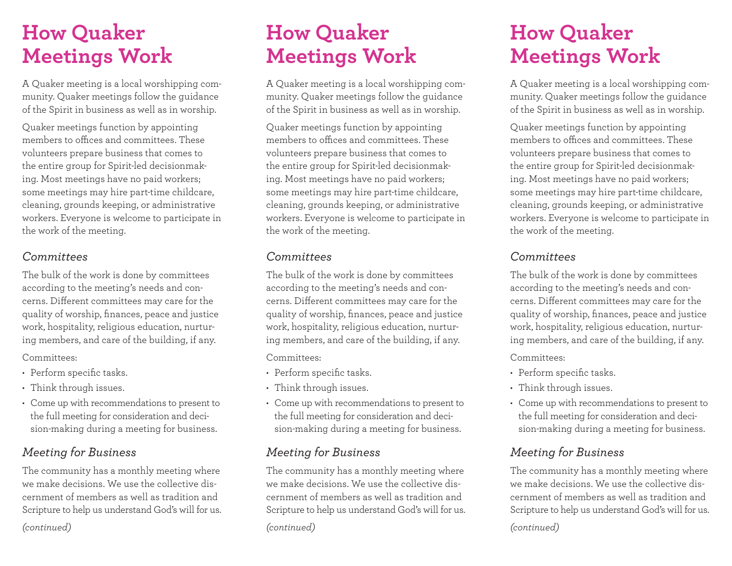# How Quaker Meetings Work

A Quaker meeting is a local worshipping community. Quaker meetings follow the guidance of the Spirit in business as well as in worship.

Quaker meetings function by appointing members to offices and committees. These volunteers prepare business that comes to the entire group for Spirit-led decisionmaking. Most meetings have no paid workers; some meetings may hire part-time childcare, cleaning, grounds keeping, or administrative workers. Everyone is welcome to participate in the work of the meeting.

### *Committees*

The bulk of the work is done by committees according to the meeting's needs and concerns. Different committees may care for the quality of worship, finances, peace and justice work, hospitality, religious education, nurturing members, and care of the building, if any.

Committees:

- Perform specific tasks.
- Think through issues.
- Come up with recommendations to present to the full meeting for consideration and decision-making during a meeting for business.

### *Meeting for Business*

The community has a monthly meeting where we make decisions. We use the collective discernment of members as well as tradition and Scripture to help us understand God's will for us.

*(continued)*

# How Quaker Meetings Work

A Quaker meeting is a local worshipping community. Quaker meetings follow the guidance of the Spirit in business as well as in worship.

Quaker meetings function by appointing members to offices and committees. These volunteers prepare business that comes to the entire group for Spirit-led decisionmaking. Most meetings have no paid workers; some meetings may hire part-time childcare, cleaning, grounds keeping, or administrative workers. Everyone is welcome to participate in the work of the meeting.

### *Committees*

The bulk of the work is done by committees according to the meeting's needs and concerns. Different committees may care for the quality of worship, finances, peace and justice work, hospitality, religious education, nurturing members, and care of the building, if any.

Committees:

- Perform specific tasks.
- Think through issues.
- Come up with recommendations to present to the full meeting for consideration and decision-making during a meeting for business.

### *Meeting for Business*

The community has a monthly meeting where we make decisions. We use the collective discernment of members as well as tradition and Scripture to help us understand God's will for us.

*(continued)*

# How Quaker Meetings Work

A Quaker meeting is a local worshipping community. Quaker meetings follow the guidance of the Spirit in business as well as in worship.

Quaker meetings function by appointing members to offices and committees. These volunteers prepare business that comes to the entire group for Spirit-led decisionmaking. Most meetings have no paid workers; some meetings may hire part-time childcare, cleaning, grounds keeping, or administrative workers. Everyone is welcome to participate in the work of the meeting.

### *Committees*

The bulk of the work is done by committees according to the meeting's needs and concerns. Different committees may care for the quality of worship, finances, peace and justice work, hospitality, religious education, nurturing members, and care of the building, if any.

Committees:

- Perform specific tasks.
- Think through issues.
- Come up with recommendations to present to the full meeting for consideration and decision-making during a meeting for business.

### *Meeting for Business*

The community has a monthly meeting where we make decisions. We use the collective discernment of members as well as tradition and Scripture to help us understand God's will for us.

*(continued)*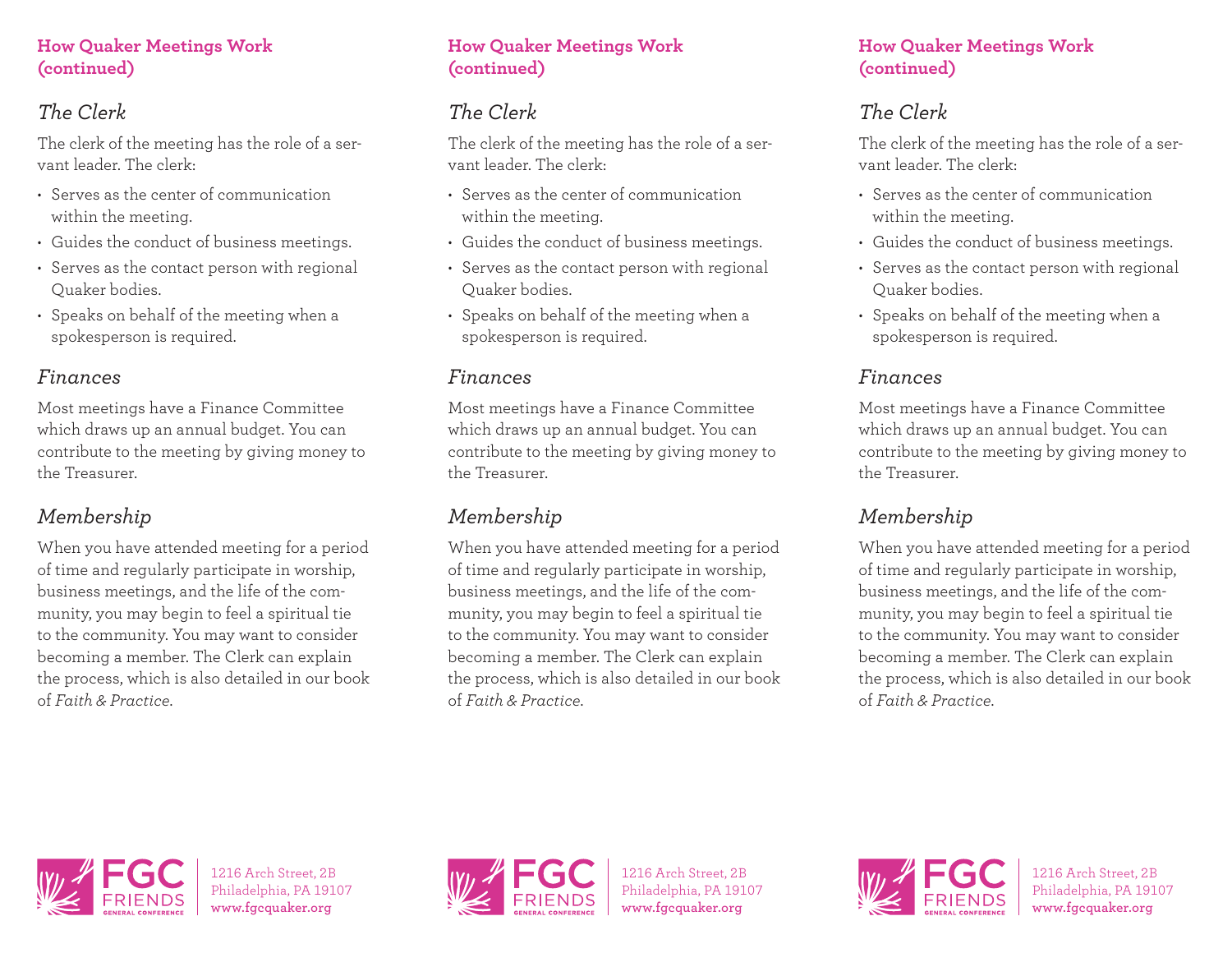## How Quaker Meetings Work (continued)

### *The Clerk*

The clerk of the meeting has the role of a servant leader. The clerk:

- Serves as the center of communication within the meeting.
- Guides the conduct of business meetings.
- Serves as the contact person with regional Quaker bodies.
- Speaks on behalf of the meeting when a spokesperson is required.

### *Finances*

Most meetings have a Finance Committee which draws up an annual budget. You can contribute to the meeting by giving money to the Treasurer.

### *Membership*

When you have attended meeting for a period of time and regularly participate in worship, business meetings, and the life of the community, you may begin to feel a spiritual tie to the community. You may want to consider becoming a member. The Clerk can explain the process, which is also detailed in our book of *Faith & Practice*.

FGC FRIENDS GENERAL CONFERENCE

1216 Arch Street, 2B
Philadelphia, PA 19107
**www.fgcquaker.org**

## How Quaker Meetings Work (continued)

### *The Clerk*

The clerk of the meeting has the role of a servant leader. The clerk:

- Serves as the center of communication within the meeting.
- Guides the conduct of business meetings.
- Serves as the contact person with regional Quaker bodies.
- Speaks on behalf of the meeting when a spokesperson is required.

### *Finances*

Most meetings have a Finance Committee which draws up an annual budget. You can contribute to the meeting by giving money to the Treasurer.

### *Membership*

When you have attended meeting for a period of time and regularly participate in worship, business meetings, and the life of the community, you may begin to feel a spiritual tie to the community. You may want to consider becoming a member. The Clerk can explain the process, which is also detailed in our book of *Faith & Practice*.

FGC FRIENDS GENERAL CONFERENCE

1216 Arch Street, 2B
Philadelphia, PA 19107
**www.fgcquaker.org**

## How Quaker Meetings Work (continued)

### *The Clerk*

The clerk of the meeting has the role of a servant leader. The clerk:

- Serves as the center of communication within the meeting.
- Guides the conduct of business meetings.
- Serves as the contact person with regional Quaker bodies.
- Speaks on behalf of the meeting when a spokesperson is required.

### *Finances*

Most meetings have a Finance Committee which draws up an annual budget. You can contribute to the meeting by giving money to the Treasurer.

### *Membership*

When you have attended meeting for a period of time and regularly participate in worship, business meetings, and the life of the community, you may begin to feel a spiritual tie to the community. You may want to consider becoming a member. The Clerk can explain the process, which is also detailed in our book of *Faith & Practice*.

FGC FRIENDS GENERAL CONFERENCE

1216 Arch Street, 2B
Philadelphia, PA 19107
**www.fgcquaker.org**